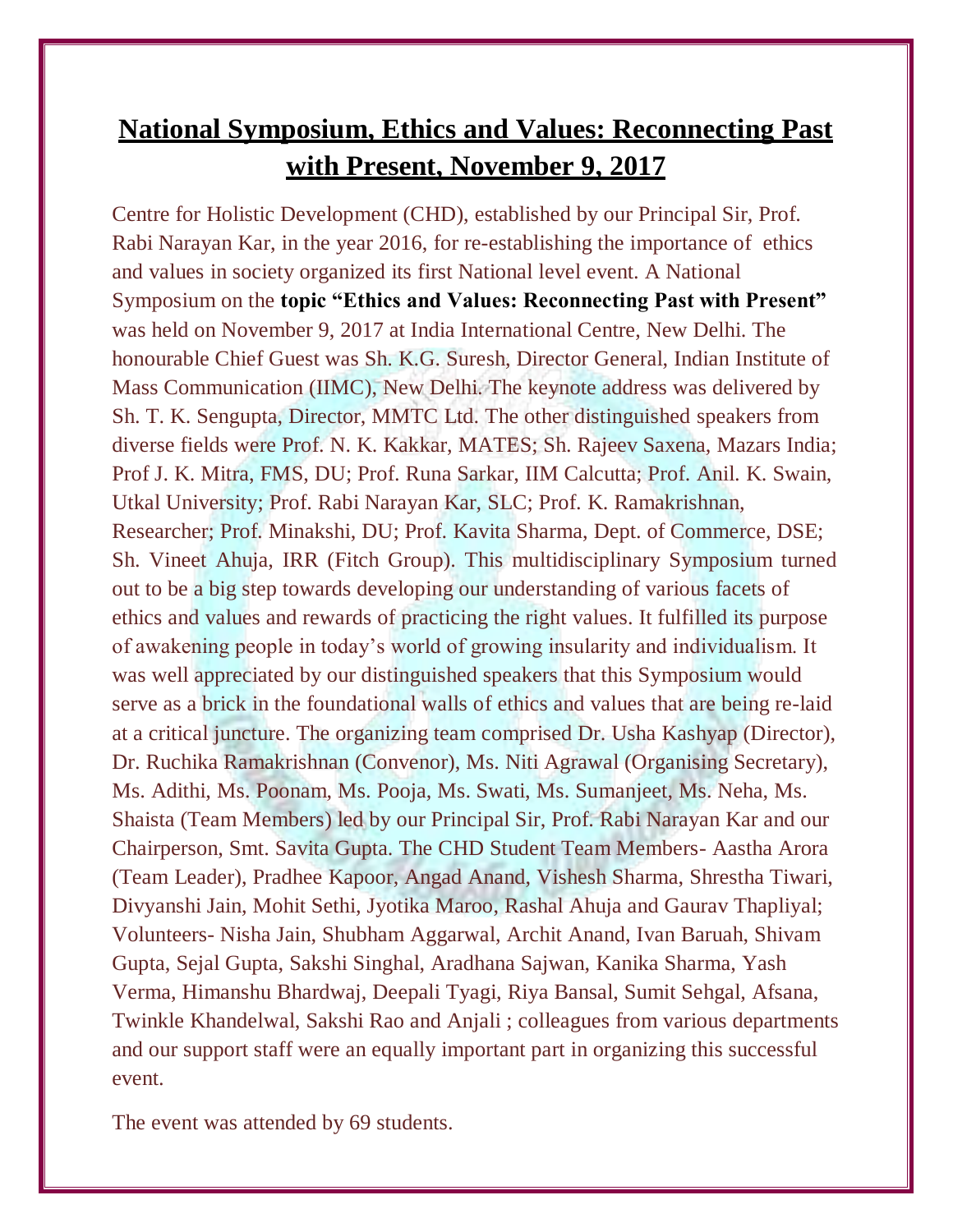# **National Symposium, Ethics and Values: Reconnecting Past with Present, November 9, 2017**

Centre for Holistic Development (CHD), established by our Principal Sir, Prof. Rabi Narayan Kar, in the year 2016, for re-establishing the importance of ethics and values in society organized its first National level event. A National Symposium on the **topic "Ethics and Values: Reconnecting Past with Present"** was held on November 9, 2017 at India International Centre, New Delhi. The honourable Chief Guest was Sh. K.G. Suresh, Director General, Indian Institute of Mass Communication (IIMC), New Delhi. The keynote address was delivered by Sh. T. K. Sengupta, Director, MMTC Ltd. The other distinguished speakers from diverse fields were Prof. N. K. Kakkar, MATES; Sh. Rajeev Saxena, Mazars India; Prof J. K. Mitra, FMS, DU; Prof. Runa Sarkar, IIM Calcutta; Prof. Anil. K. Swain, Utkal University; Prof. Rabi Narayan Kar, SLC; Prof. K. Ramakrishnan, Researcher; Prof. Minakshi, DU; Prof. Kavita Sharma, Dept. of Commerce, DSE; Sh. Vineet Ahuja, IRR (Fitch Group). This multidisciplinary Symposium turned out to be a big step towards developing our understanding of various facets of ethics and values and rewards of practicing the right values. It fulfilled its purpose of awakening people in today's world of growing insularity and individualism. It was well appreciated by our distinguished speakers that this Symposium would serve as a brick in the foundational walls of ethics and values that are being re-laid at a critical juncture. The organizing team comprised Dr. Usha Kashyap (Director), Dr. Ruchika Ramakrishnan (Convenor), Ms. Niti Agrawal (Organising Secretary), Ms. Adithi, Ms. Poonam, Ms. Pooja, Ms. Swati, Ms. Sumanjeet, Ms. Neha, Ms. Shaista (Team Members) led by our Principal Sir, Prof. Rabi Narayan Kar and our Chairperson, Smt. Savita Gupta. The CHD Student Team Members- Aastha Arora (Team Leader), Pradhee Kapoor, Angad Anand, Vishesh Sharma, Shrestha Tiwari, Divyanshi Jain, Mohit Sethi, Jyotika Maroo, Rashal Ahuja and Gaurav Thapliyal; Volunteers- Nisha Jain, Shubham Aggarwal, Archit Anand, Ivan Baruah, Shivam Gupta, Sejal Gupta, Sakshi Singhal, Aradhana Sajwan, Kanika Sharma, Yash Verma, Himanshu Bhardwaj, Deepali Tyagi, Riya Bansal, Sumit Sehgal, Afsana, Twinkle Khandelwal, Sakshi Rao and Anjali ; colleagues from various departments and our support staff were an equally important part in organizing this successful event.

The event was attended by 69 students.